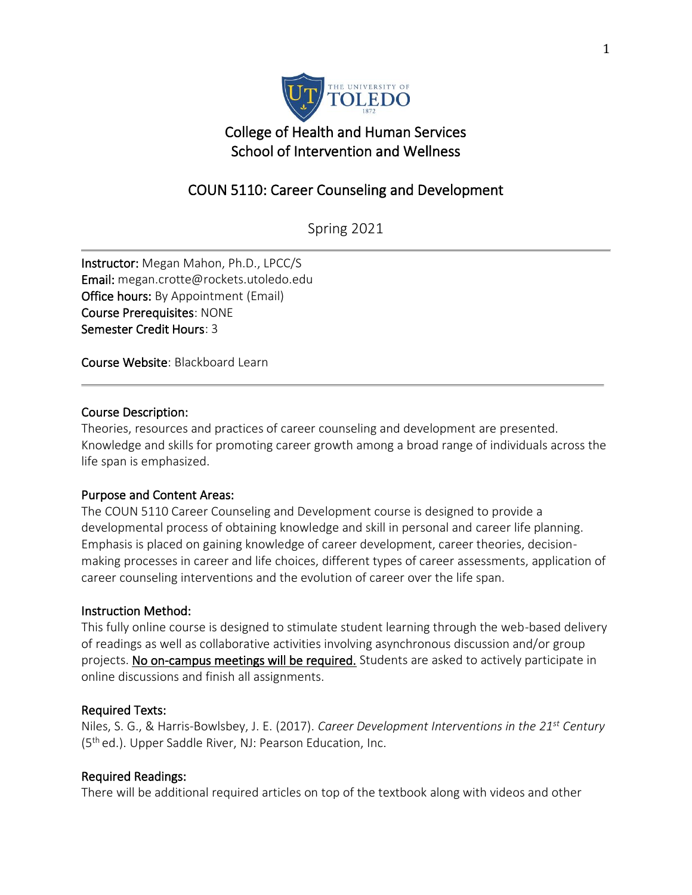College of Health and Human Services
School of Intervention and Wellness

# COUN 5110: Career Counseling and Development

Spring 2021

---

**Instructor:** Megan Mahon, Ph.D., LPCC/S
**Email:** megan.crotte@rockets.utoledo.edu
**Office hours:** By Appointment (Email)
**Course Prerequisites**: NONE
**Semester Credit Hours**: 3

**Course Website**: Blackboard Learn

---

## Course Description:

Theories, resources and practices of career counseling and development are presented. Knowledge and skills for promoting career growth among a broad range of individuals across the life span is emphasized.

## Purpose and Content Areas:

The COUN 5110 Career Counseling and Development course is designed to provide a developmental process of obtaining knowledge and skill in personal and career life planning. Emphasis is placed on gaining knowledge of career development, career theories, decision-making processes in career and life choices, different types of career assessments, application of career counseling interventions and the evolution of career over the life span.

## Instruction Method:

This fully online course is designed to stimulate student learning through the web-based delivery of readings as well as collaborative activities involving asynchronous discussion and/or group projects. No on-campus meetings will be required. Students are asked to actively participate in online discussions and finish all assignments.

## Required Texts:

Niles, S. G., & Harris-Bowlsbey, J. E. (2017). *Career Development Interventions in the 21st Century* (5th ed.). Upper Saddle River, NJ: Pearson Education, Inc.

## Required Readings:

There will be additional required articles on top of the textbook along with videos and other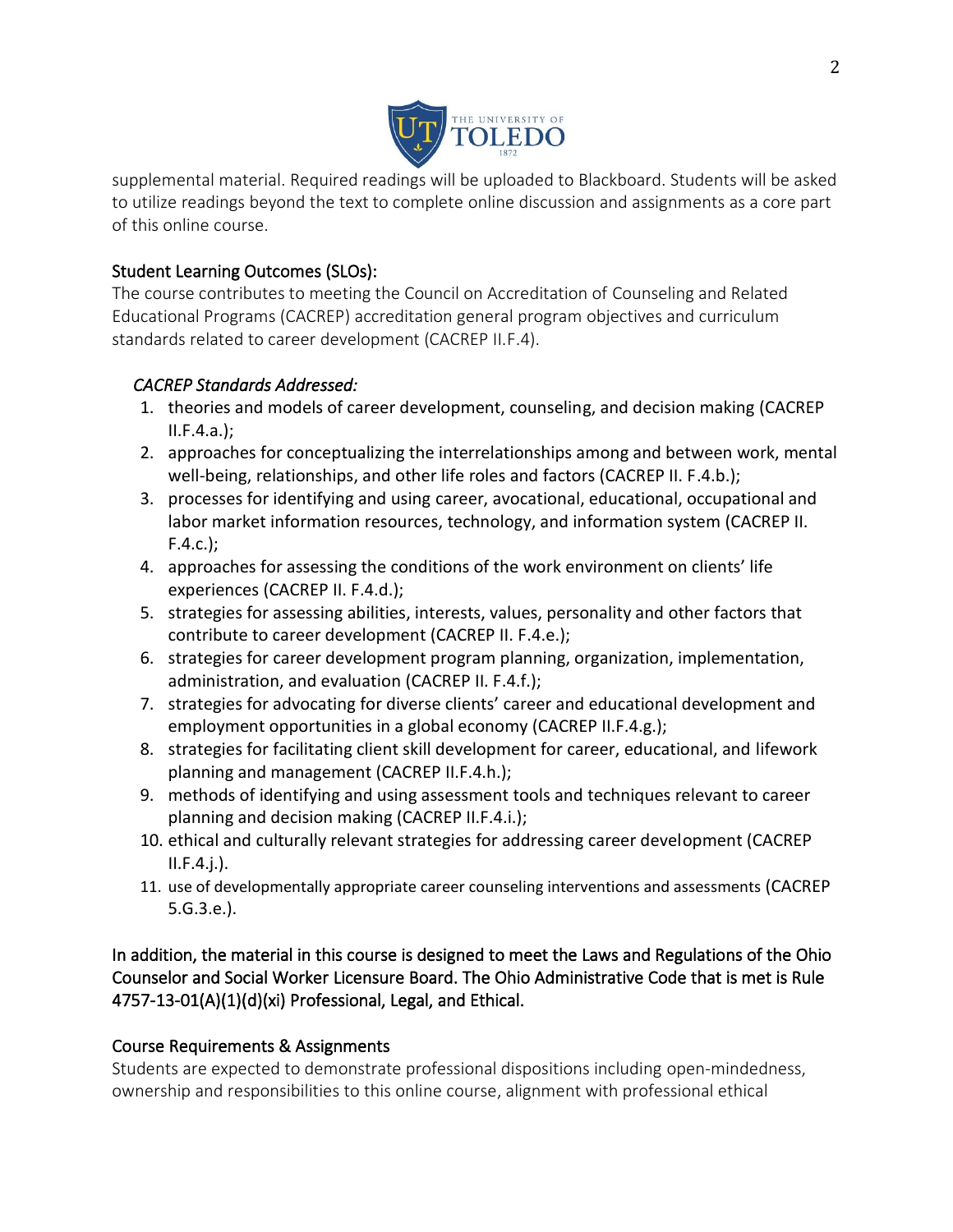supplemental material. Required readings will be uploaded to Blackboard. Students will be asked to utilize readings beyond the text to complete online discussion and assignments as a core part of this online course.

## Student Learning Outcomes (SLOs):

The course contributes to meeting the Council on Accreditation of Counseling and Related Educational Programs (CACREP) accreditation general program objectives and curriculum standards related to career development (CACREP II.F.4).

### *CACREP Standards Addressed:*

1. theories and models of career development, counseling, and decision making (CACREP II.F.4.a.);
2. approaches for conceptualizing the interrelationships among and between work, mental well-being, relationships, and other life roles and factors (CACREP II. F.4.b.);
3. processes for identifying and using career, avocational, educational, occupational and labor market information resources, technology, and information system (CACREP II. F.4.c.);
4. approaches for assessing the conditions of the work environment on clients' life experiences (CACREP II. F.4.d.);
5. strategies for assessing abilities, interests, values, personality and other factors that contribute to career development (CACREP II. F.4.e.);
6. strategies for career development program planning, organization, implementation, administration, and evaluation (CACREP II. F.4.f.);
7. strategies for advocating for diverse clients' career and educational development and employment opportunities in a global economy (CACREP II.F.4.g.);
8. strategies for facilitating client skill development for career, educational, and lifework planning and management (CACREP II.F.4.h.);
9. methods of identifying and using assessment tools and techniques relevant to career planning and decision making (CACREP II.F.4.i.);
10. ethical and culturally relevant strategies for addressing career development (CACREP II.F.4.j.).
11. use of developmentally appropriate career counseling interventions and assessments (CACREP 5.G.3.e.).

In addition, the material in this course is designed to meet the Laws and Regulations of the Ohio Counselor and Social Worker Licensure Board. The Ohio Administrative Code that is met is Rule 4757-13-01(A)(1)(d)(xi) Professional, Legal, and Ethical.

## Course Requirements & Assignments

Students are expected to demonstrate professional dispositions including open-mindedness, ownership and responsibilities to this online course, alignment with professional ethical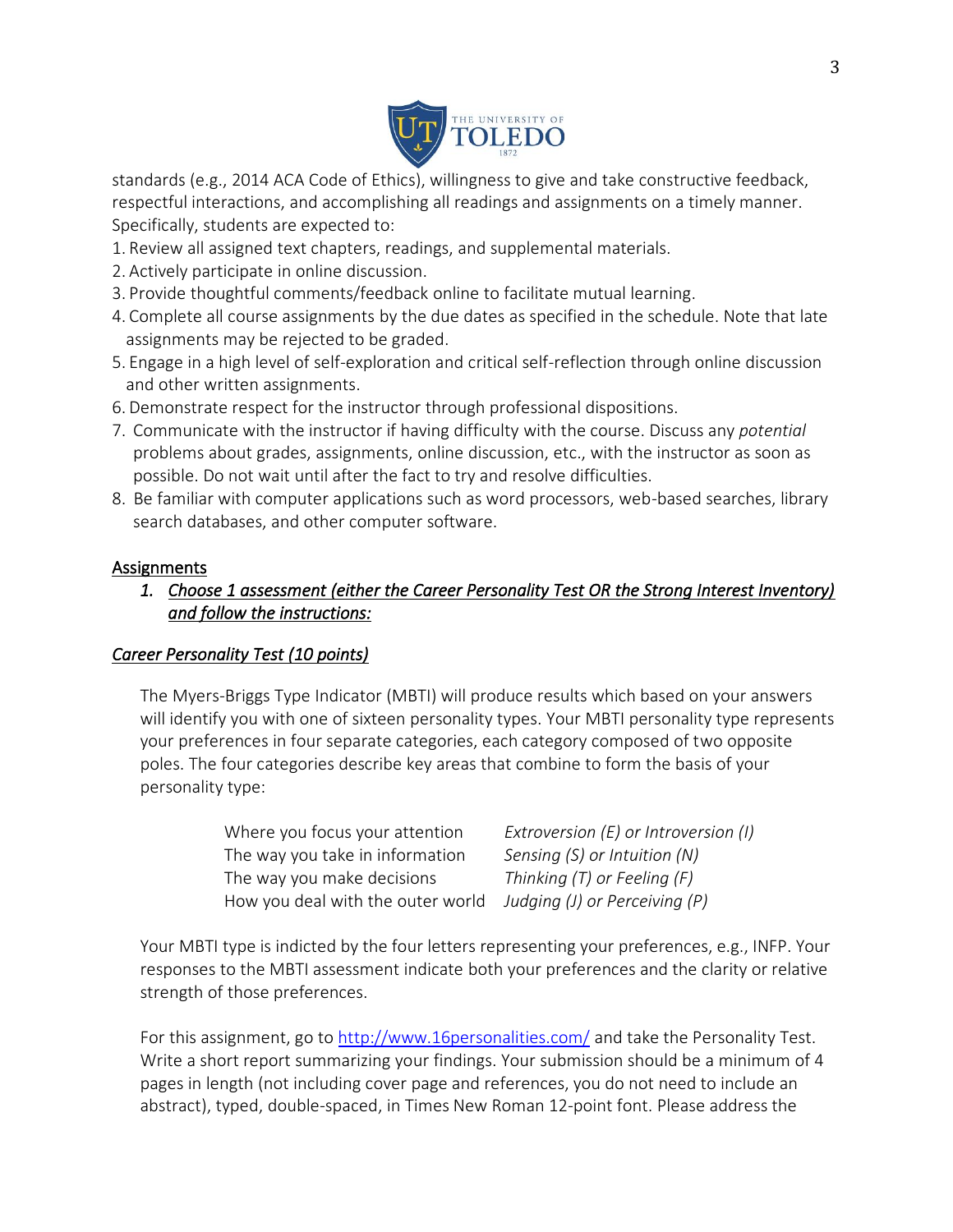standards (e.g., 2014 ACA Code of Ethics), willingness to give and take constructive feedback, respectful interactions, and accomplishing all readings and assignments on a timely manner. Specifically, students are expected to:

1. Review all assigned text chapters, readings, and supplemental materials.
2. Actively participate in online discussion.
3. Provide thoughtful comments/feedback online to facilitate mutual learning.
4. Complete all course assignments by the due dates as specified in the schedule. Note that late assignments may be rejected to be graded.
5. Engage in a high level of self-exploration and critical self-reflection through online discussion and other written assignments.
6. Demonstrate respect for the instructor through professional dispositions.
7. Communicate with the instructor if having difficulty with the course. Discuss any *potential* problems about grades, assignments, online discussion, etc., with the instructor as soon as possible. Do not wait until after the fact to try and resolve difficulties.
8. Be familiar with computer applications such as word processors, web-based searches, library search databases, and other computer software.

## Assignments

1. *Choose 1 assessment (either the Career Personality Test OR the Strong Interest Inventory) and follow the instructions:*

### *Career Personality Test (10 points)*

The Myers-Briggs Type Indicator (MBTI) will produce results which based on your answers will identify you with one of sixteen personality types. Your MBTI personality type represents your preferences in four separate categories, each category composed of two opposite poles. The four categories describe key areas that combine to form the basis of your personality type:

| | |
|---|---|
| Where you focus your attention | *Extroversion (E) or Introversion (I)* |
| The way you take in information | *Sensing (S) or Intuition (N)* |
| The way you make decisions | *Thinking (T) or Feeling (F)* |
| How you deal with the outer world | *Judging (J) or Perceiving (P)* |

Your MBTI type is indicted by the four letters representing your preferences, e.g., INFP. Your responses to the MBTI assessment indicate both your preferences and the clarity or relative strength of those preferences.

For this assignment, go to http://www.16personalities.com/ and take the Personality Test. Write a short report summarizing your findings. Your submission should be a minimum of 4 pages in length (not including cover page and references, you do not need to include an abstract), typed, double-spaced, in Times New Roman 12-point font. Please address the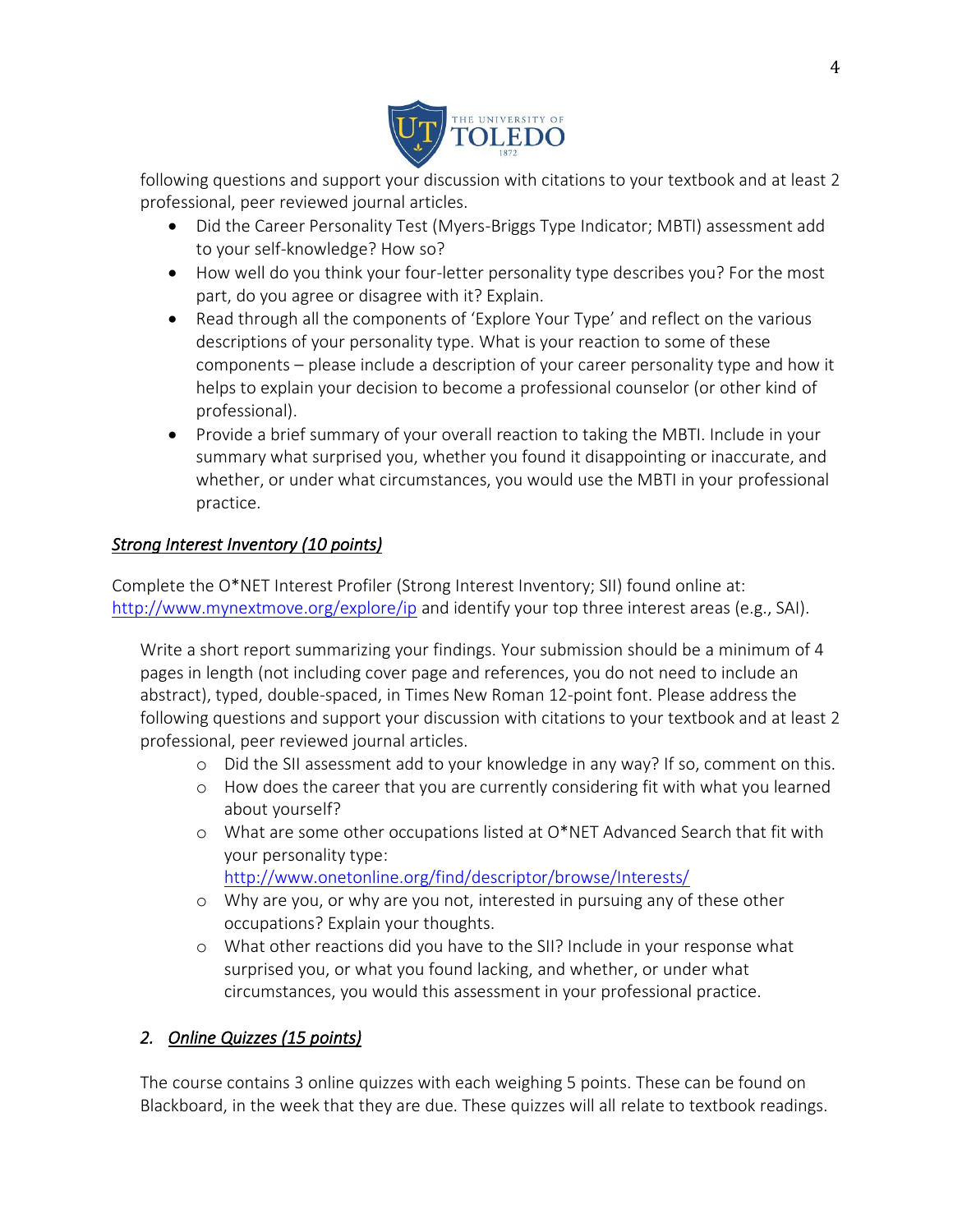following questions and support your discussion with citations to your textbook and at least 2 professional, peer reviewed journal articles.

- Did the Career Personality Test (Myers-Briggs Type Indicator; MBTI) assessment add to your self-knowledge? How so?
- How well do you think your four-letter personality type describes you? For the most part, do you agree or disagree with it? Explain.
- Read through all the components of 'Explore Your Type' and reflect on the various descriptions of your personality type. What is your reaction to some of these components – please include a description of your career personality type and how it helps to explain your decision to become a professional counselor (or other kind of professional).
- Provide a brief summary of your overall reaction to taking the MBTI. Include in your summary what surprised you, whether you found it disappointing or inaccurate, and whether, or under what circumstances, you would use the MBTI in your professional practice.

***Strong Interest Inventory (10 points)***

Complete the O*NET Interest Profiler (Strong Interest Inventory; SII) found online at: http://www.mynextmove.org/explore/ip and identify your top three interest areas (e.g., SAI).

Write a short report summarizing your findings. Your submission should be a minimum of 4 pages in length (not including cover page and references, you do not need to include an abstract), typed, double-spaced, in Times New Roman 12-point font. Please address the following questions and support your discussion with citations to your textbook and at least 2 professional, peer reviewed journal articles.

- Did the SII assessment add to your knowledge in any way? If so, comment on this.
- How does the career that you are currently considering fit with what you learned about yourself?
- What are some other occupations listed at O*NET Advanced Search that fit with your personality type: http://www.onetonline.org/find/descriptor/browse/Interests/
- Why are you, or why are you not, interested in pursuing any of these other occupations? Explain your thoughts.
- What other reactions did you have to the SII? Include in your response what surprised you, or what you found lacking, and whether, or under what circumstances, you would this assessment in your professional practice.

## 2. *Online Quizzes (15 points)*

The course contains 3 online quizzes with each weighing 5 points. These can be found on Blackboard, in the week that they are due. These quizzes will all relate to textbook readings.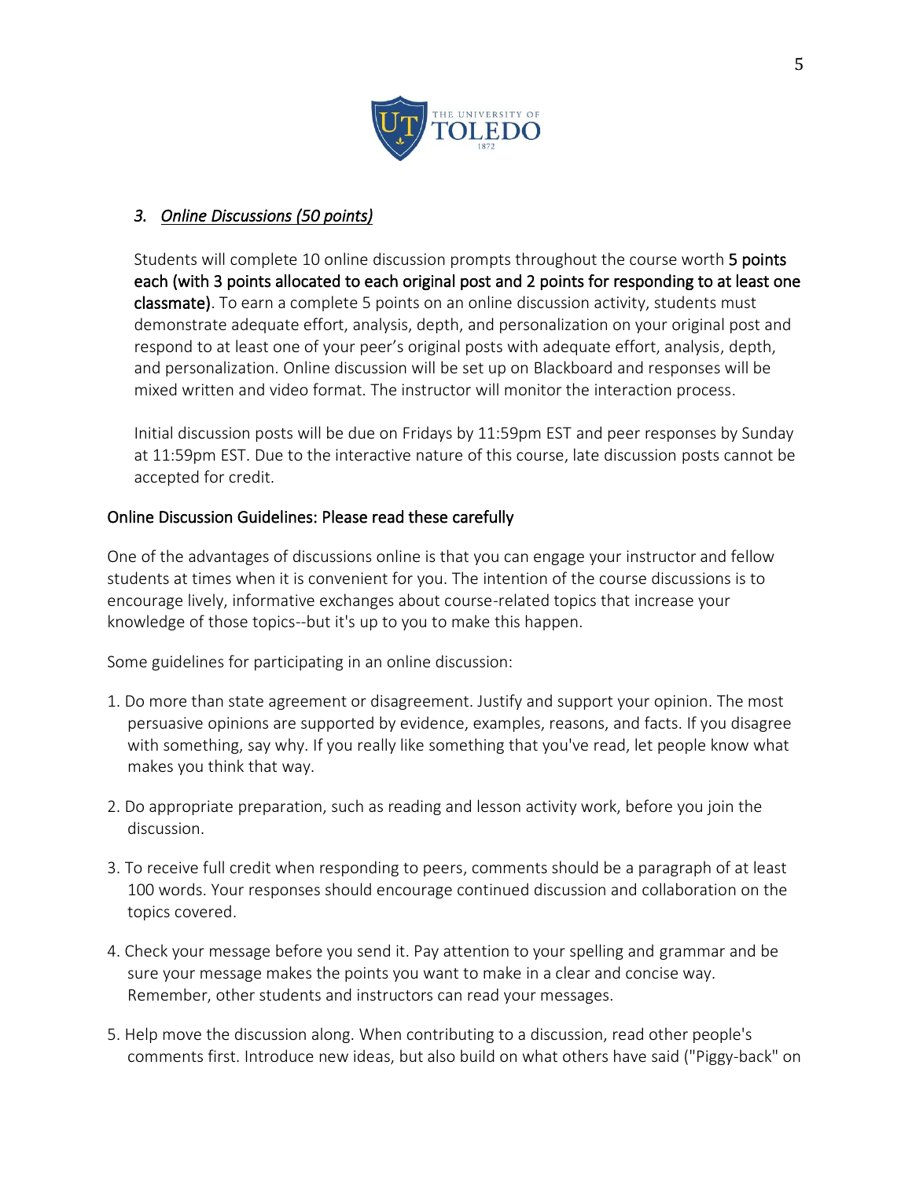### 3. *Online Discussions (50 points)*

Students will complete 10 online discussion prompts throughout the course worth **5 points each (with 3 points allocated to each original post and 2 points for responding to at least one classmate)**. To earn a complete 5 points on an online discussion activity, students must demonstrate adequate effort, analysis, depth, and personalization on your original post and respond to at least one of your peer's original posts with adequate effort, analysis, depth, and personalization. Online discussion will be set up on Blackboard and responses will be mixed written and video format. The instructor will monitor the interaction process.

Initial discussion posts will be due on Fridays by 11:59pm EST and peer responses by Sunday at 11:59pm EST. Due to the interactive nature of this course, late discussion posts cannot be accepted for credit.

#### Online Discussion Guidelines: Please read these carefully

One of the advantages of discussions online is that you can engage your instructor and fellow students at times when it is convenient for you. The intention of the course discussions is to encourage lively, informative exchanges about course-related topics that increase your knowledge of those topics--but it's up to you to make this happen.

Some guidelines for participating in an online discussion:

1. Do more than state agreement or disagreement. Justify and support your opinion. The most persuasive opinions are supported by evidence, examples, reasons, and facts. If you disagree with something, say why. If you really like something that you've read, let people know what makes you think that way.

2. Do appropriate preparation, such as reading and lesson activity work, before you join the discussion.

3. To receive full credit when responding to peers, comments should be a paragraph of at least 100 words. Your responses should encourage continued discussion and collaboration on the topics covered.

4. Check your message before you send it. Pay attention to your spelling and grammar and be sure your message makes the points you want to make in a clear and concise way. Remember, other students and instructors can read your messages.

5. Help move the discussion along. When contributing to a discussion, read other people's comments first. Introduce new ideas, but also build on what others have said ("Piggy-back" on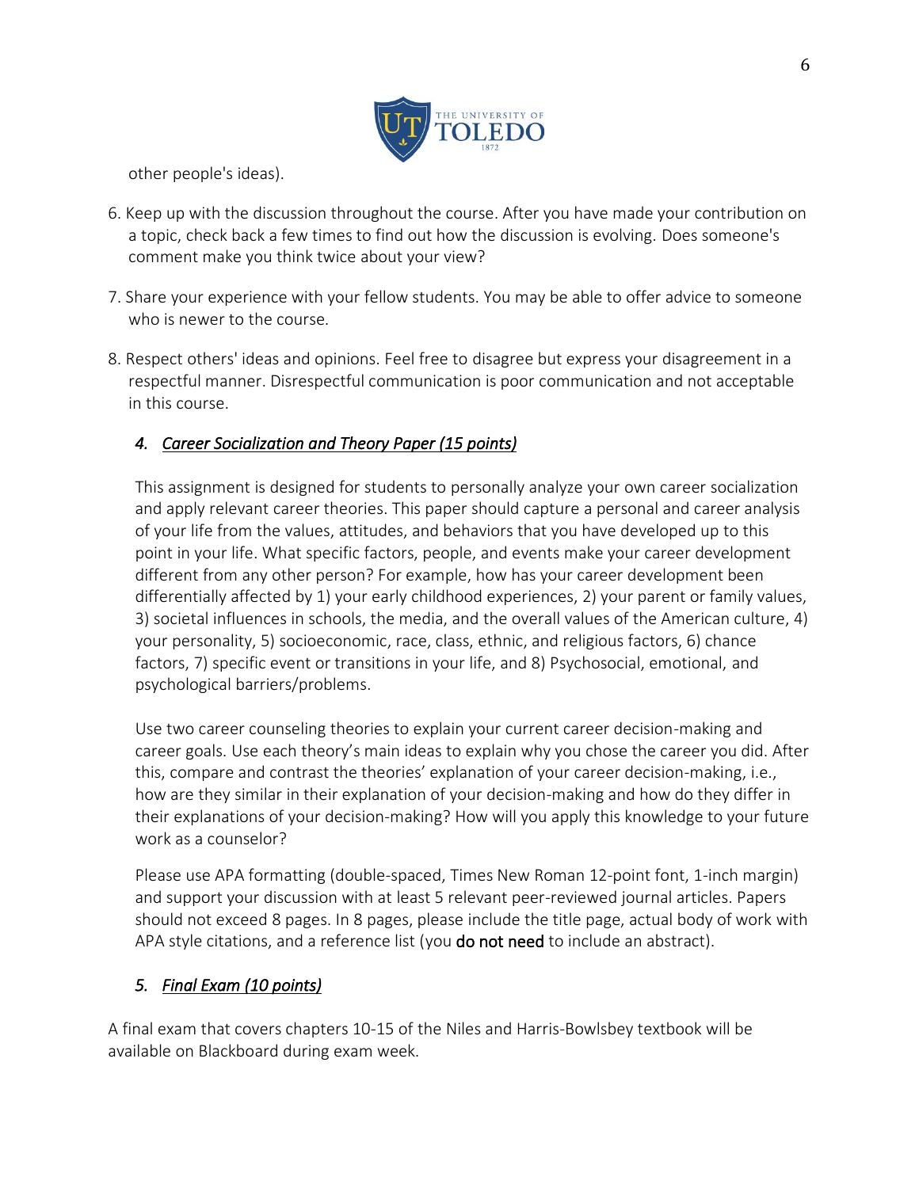other people's ideas).

6. Keep up with the discussion throughout the course. After you have made your contribution on a topic, check back a few times to find out how the discussion is evolving. Does someone's comment make you think twice about your view?

7. Share your experience with your fellow students. You may be able to offer advice to someone who is newer to the course.

8. Respect others' ideas and opinions. Feel free to disagree but express your disagreement in a respectful manner. Disrespectful communication is poor communication and not acceptable in this course.

### 4. *Career Socialization and Theory Paper (15 points)*

This assignment is designed for students to personally analyze your own career socialization and apply relevant career theories. This paper should capture a personal and career analysis of your life from the values, attitudes, and behaviors that you have developed up to this point in your life. What specific factors, people, and events make your career development different from any other person? For example, how has your career development been differentially affected by 1) your early childhood experiences, 2) your parent or family values, 3) societal influences in schools, the media, and the overall values of the American culture, 4) your personality, 5) socioeconomic, race, class, ethnic, and religious factors, 6) chance factors, 7) specific event or transitions in your life, and 8) Psychosocial, emotional, and psychological barriers/problems.

Use two career counseling theories to explain your current career decision-making and career goals. Use each theory's main ideas to explain why you chose the career you did. After this, compare and contrast the theories' explanation of your career decision-making, i.e., how are they similar in their explanation of your decision-making and how do they differ in their explanations of your decision-making? How will you apply this knowledge to your future work as a counselor?

Please use APA formatting (double-spaced, Times New Roman 12-point font, 1-inch margin) and support your discussion with at least 5 relevant peer-reviewed journal articles. Papers should not exceed 8 pages. In 8 pages, please include the title page, actual body of work with APA style citations, and a reference list (you **do not need** to include an abstract).

### 5. *Final Exam (10 points)*

A final exam that covers chapters 10-15 of the Niles and Harris-Bowlsbey textbook will be available on Blackboard during exam week.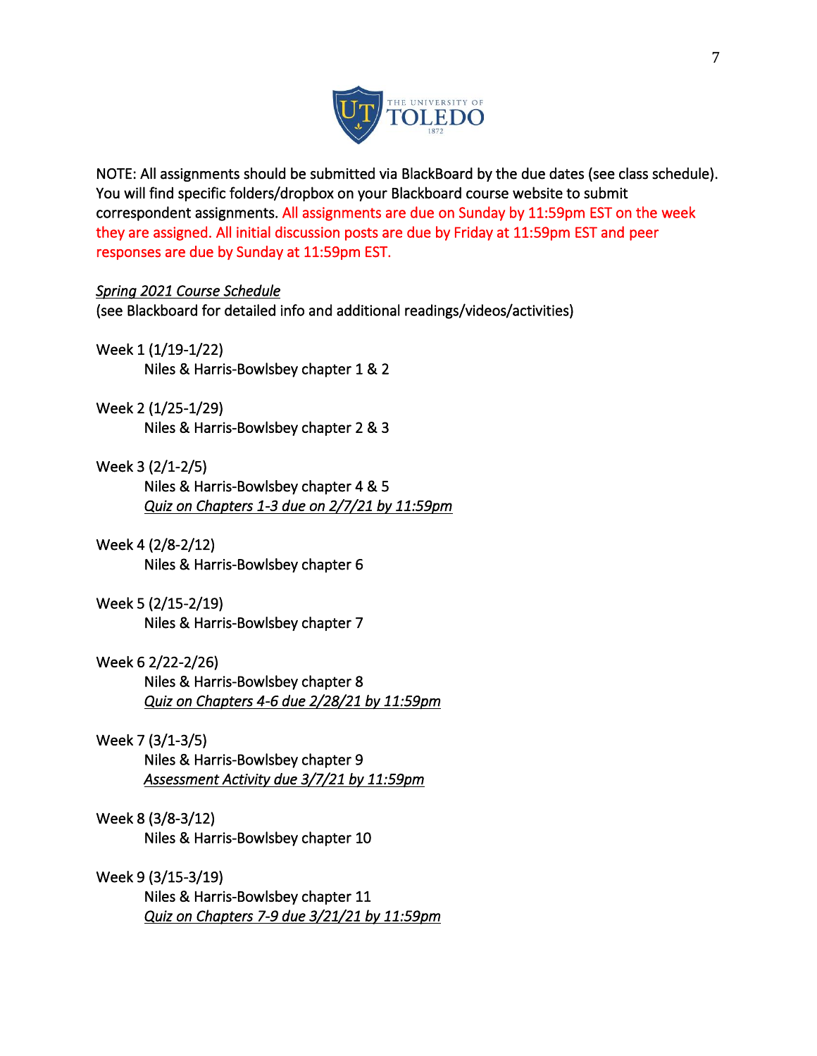NOTE: All assignments should be submitted via BlackBoard by the due dates (see class schedule). You will find specific folders/dropbox on your Blackboard course website to submit correspondent assignments. All assignments are due on Sunday by 11:59pm EST on the week they are assigned. All initial discussion posts are due by Friday at 11:59pm EST and peer responses are due by Sunday at 11:59pm EST.

*Spring 2021 Course Schedule*
(see Blackboard for detailed info and additional readings/videos/activities)

Week 1 (1/19-1/22)
Niles & Harris-Bowlsbey chapter 1 & 2

Week 2 (1/25-1/29)
Niles & Harris-Bowlsbey chapter 2 & 3

Week 3 (2/1-2/5)
Niles & Harris-Bowlsbey chapter 4 & 5
*Quiz on Chapters 1-3 due on 2/7/21 by 11:59pm*

Week 4 (2/8-2/12)
Niles & Harris-Bowlsbey chapter 6

Week 5 (2/15-2/19)
Niles & Harris-Bowlsbey chapter 7

Week 6 2/22-2/26)
Niles & Harris-Bowlsbey chapter 8
*Quiz on Chapters 4-6 due 2/28/21 by 11:59pm*

Week 7 (3/1-3/5)
Niles & Harris-Bowlsbey chapter 9
*Assessment Activity due 3/7/21 by 11:59pm*

Week 8 (3/8-3/12)
Niles & Harris-Bowlsbey chapter 10

Week 9 (3/15-3/19)
Niles & Harris-Bowlsbey chapter 11
*Quiz on Chapters 7-9 due 3/21/21 by 11:59pm*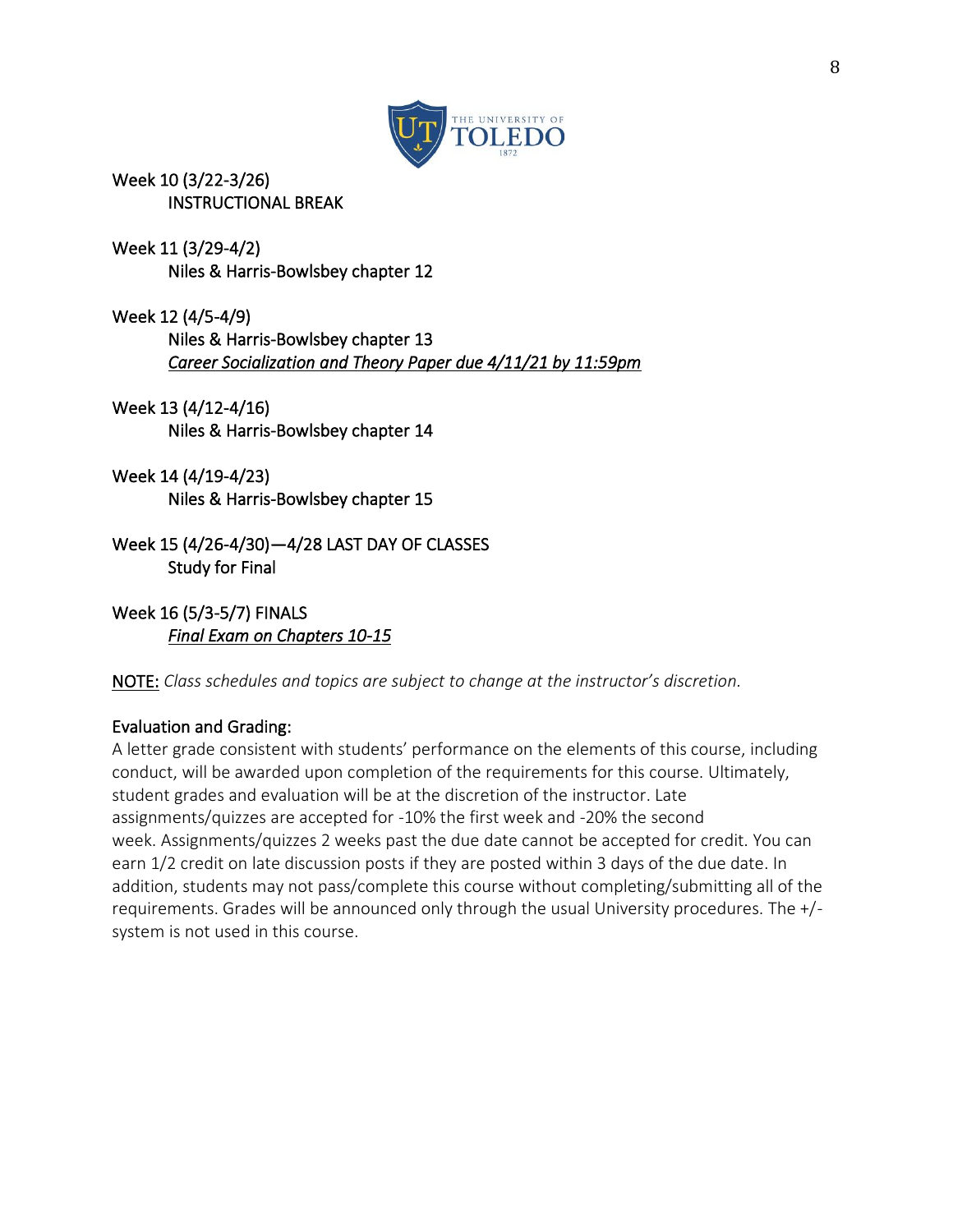Week 10 (3/22-3/26)
INSTRUCTIONAL BREAK

Week 11 (3/29-4/2)
Niles & Harris-Bowlsbey chapter 12

Week 12 (4/5-4/9)
Niles & Harris-Bowlsbey chapter 13
*Career Socialization and Theory Paper due 4/11/21 by 11:59pm*

Week 13 (4/12-4/16)
Niles & Harris-Bowlsbey chapter 14

Week 14 (4/19-4/23)
Niles & Harris-Bowlsbey chapter 15

Week 15 (4/26-4/30)—4/28 LAST DAY OF CLASSES
Study for Final

Week 16 (5/3-5/7) FINALS
*Final Exam on Chapters 10-15*

NOTE: *Class schedules and topics are subject to change at the instructor's discretion.*

## Evaluation and Grading:

A letter grade consistent with students' performance on the elements of this course, including conduct, will be awarded upon completion of the requirements for this course. Ultimately, student grades and evaluation will be at the discretion of the instructor. Late assignments/quizzes are accepted for -10% the first week and -20% the second week. Assignments/quizzes 2 weeks past the due date cannot be accepted for credit. You can earn 1/2 credit on late discussion posts if they are posted within 3 days of the due date. In addition, students may not pass/complete this course without completing/submitting all of the requirements. Grades will be announced only through the usual University procedures. The +/- system is not used in this course.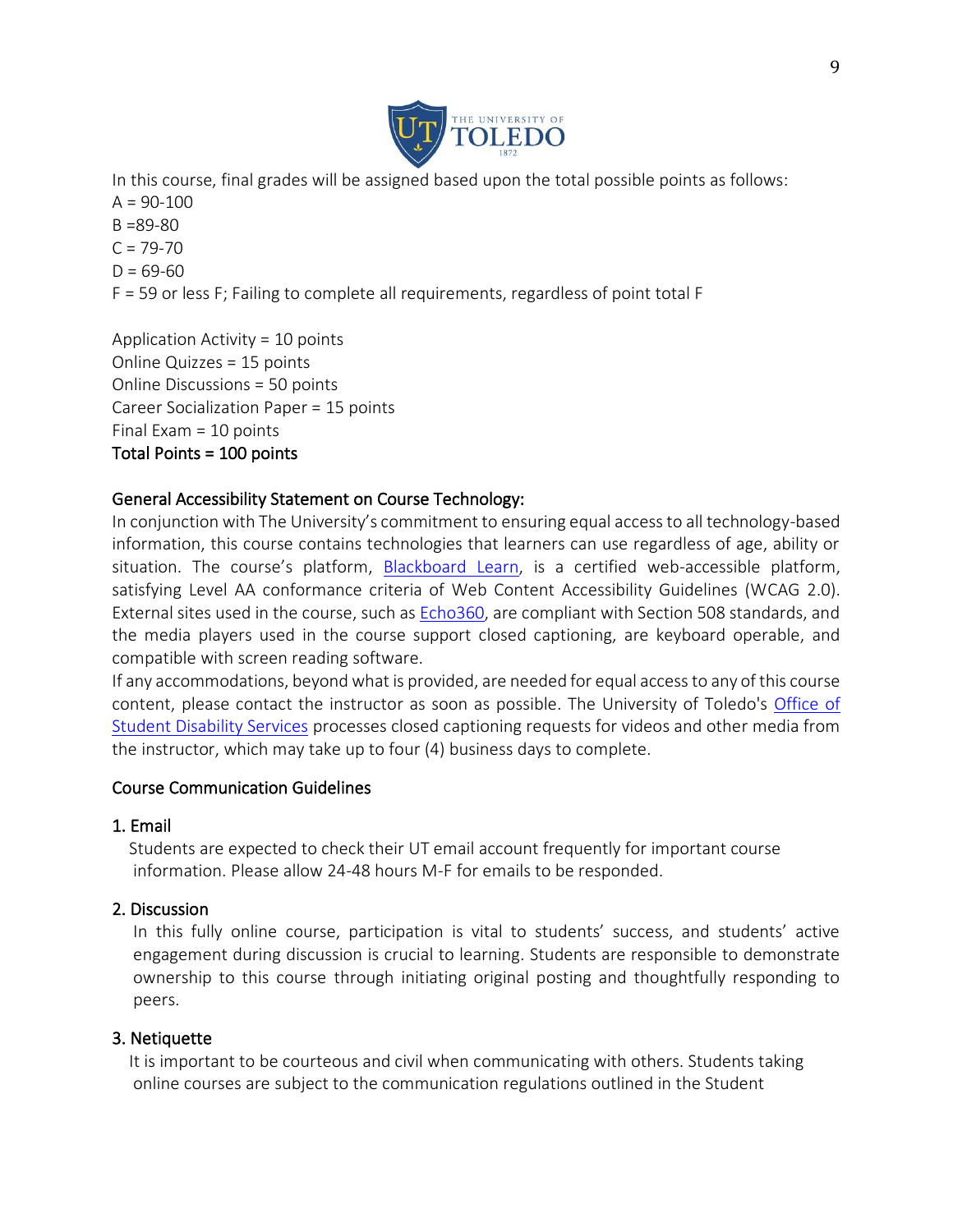In this course, final grades will be assigned based upon the total possible points as follows:
A = 90-100
B =89-80
C = 79-70
D = 69-60
F = 59 or less F; Failing to complete all requirements, regardless of point total F

Application Activity = 10 points
Online Quizzes = 15 points
Online Discussions = 50 points
Career Socialization Paper = 15 points
Final Exam = 10 points
**Total Points = 100 points**

## General Accessibility Statement on Course Technology:

In conjunction with The University's commitment to ensuring equal access to all technology-based information, this course contains technologies that learners can use regardless of age, ability or situation. The course's platform, Blackboard Learn, is a certified web-accessible platform, satisfying Level AA conformance criteria of Web Content Accessibility Guidelines (WCAG 2.0). External sites used in the course, such as Echo360, are compliant with Section 508 standards, and the media players used in the course support closed captioning, are keyboard operable, and compatible with screen reading software.

If any accommodations, beyond what is provided, are needed for equal access to any of this course content, please contact the instructor as soon as possible. The University of Toledo's Office of Student Disability Services processes closed captioning requests for videos and other media from the instructor, which may take up to four (4) business days to complete.

## Course Communication Guidelines

### 1. Email

Students are expected to check their UT email account frequently for important course information. Please allow 24-48 hours M-F for emails to be responded.

### 2. Discussion

In this fully online course, participation is vital to students' success, and students' active engagement during discussion is crucial to learning. Students are responsible to demonstrate ownership to this course through initiating original posting and thoughtfully responding to peers.

### 3. Netiquette

It is important to be courteous and civil when communicating with others. Students taking online courses are subject to the communication regulations outlined in the Student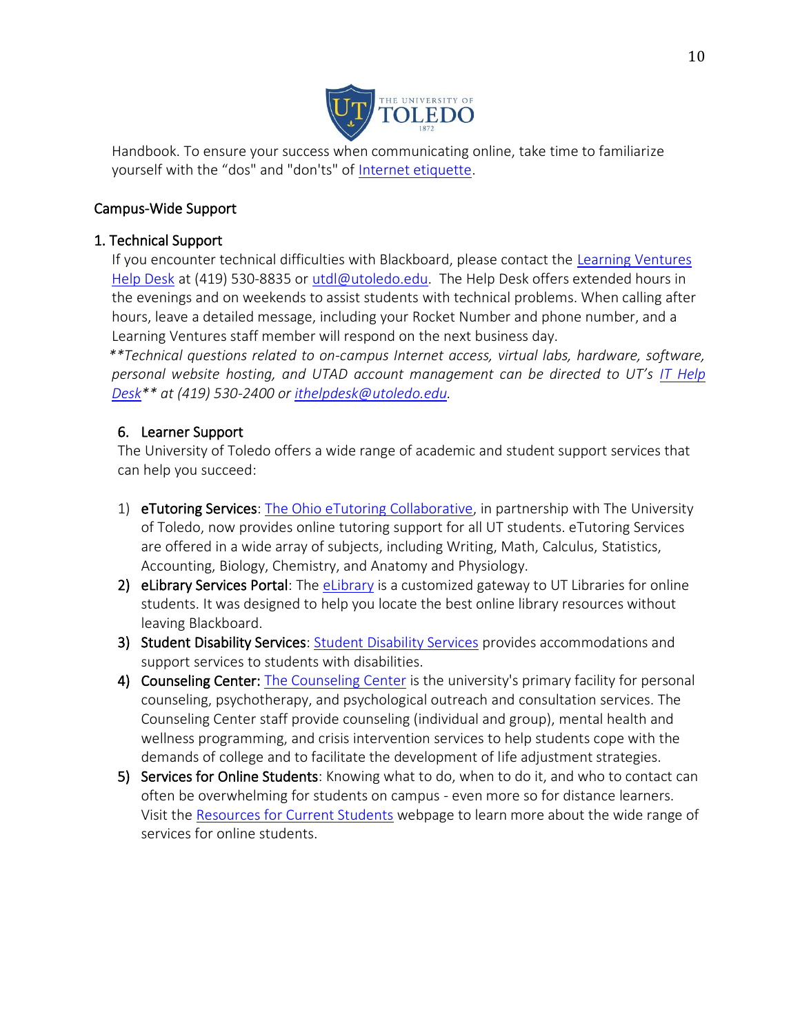Handbook. To ensure your success when communicating online, take time to familiarize yourself with the “dos" and "don'ts" of Internet etiquette.

## Campus-Wide Support

### 1. Technical Support

If you encounter technical difficulties with Blackboard, please contact the Learning Ventures Help Desk at (419) 530-8835 or utdl@utoledo.edu. The Help Desk offers extended hours in the evenings and on weekends to assist students with technical problems. When calling after hours, leave a detailed message, including your Rocket Number and phone number, and a Learning Ventures staff member will respond on the next business day.

*\*\*Technical questions related to on-campus Internet access, virtual labs, hardware, software, personal website hosting, and UTAD account management can be directed to UT's IT Help Desk\*\* at (419) 530-2400 or ithelpdesk@utoledo.edu.*

### 6. Learner Support

The University of Toledo offers a wide range of academic and student support services that can help you succeed:

1) **eTutoring Services**: The Ohio eTutoring Collaborative, in partnership with The University of Toledo, now provides online tutoring support for all UT students. eTutoring Services are offered in a wide array of subjects, including Writing, Math, Calculus, Statistics, Accounting, Biology, Chemistry, and Anatomy and Physiology.
2) **eLibrary Services Portal**: The eLibrary is a customized gateway to UT Libraries for online students. It was designed to help you locate the best online library resources without leaving Blackboard.
3) **Student Disability Services**: Student Disability Services provides accommodations and support services to students with disabilities.
4) **Counseling Center:** The Counseling Center is the university's primary facility for personal counseling, psychotherapy, and psychological outreach and consultation services. The Counseling Center staff provide counseling (individual and group), mental health and wellness programming, and crisis intervention services to help students cope with the demands of college and to facilitate the development of life adjustment strategies.
5) **Services for Online Students**: Knowing what to do, when to do it, and who to contact can often be overwhelming for students on campus - even more so for distance learners. Visit the Resources for Current Students webpage to learn more about the wide range of services for online students.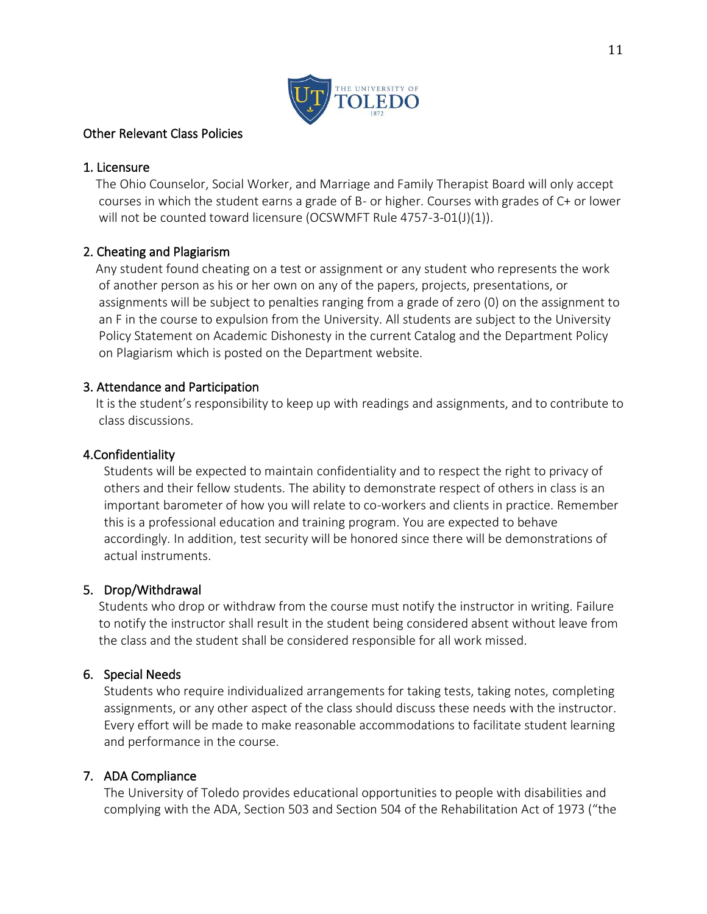## Other Relevant Class Policies

### 1. Licensure

The Ohio Counselor, Social Worker, and Marriage and Family Therapist Board will only accept courses in which the student earns a grade of B- or higher. Courses with grades of C+ or lower will not be counted toward licensure (OCSWMFT Rule 4757-3-01(J)(1)).

### 2. Cheating and Plagiarism

Any student found cheating on a test or assignment or any student who represents the work of another person as his or her own on any of the papers, projects, presentations, or assignments will be subject to penalties ranging from a grade of zero (0) on the assignment to an F in the course to expulsion from the University. All students are subject to the University Policy Statement on Academic Dishonesty in the current Catalog and the Department Policy on Plagiarism which is posted on the Department website.

### 3. Attendance and Participation

It is the student's responsibility to keep up with readings and assignments, and to contribute to class discussions.

### 4.Confidentiality

Students will be expected to maintain confidentiality and to respect the right to privacy of others and their fellow students. The ability to demonstrate respect of others in class is an important barometer of how you will relate to co-workers and clients in practice. Remember this is a professional education and training program. You are expected to behave accordingly. In addition, test security will be honored since there will be demonstrations of actual instruments.

### 5. Drop/Withdrawal

Students who drop or withdraw from the course must notify the instructor in writing. Failure to notify the instructor shall result in the student being considered absent without leave from the class and the student shall be considered responsible for all work missed.

### 6. Special Needs

Students who require individualized arrangements for taking tests, taking notes, completing assignments, or any other aspect of the class should discuss these needs with the instructor. Every effort will be made to make reasonable accommodations to facilitate student learning and performance in the course.

### 7. ADA Compliance

The University of Toledo provides educational opportunities to people with disabilities and complying with the ADA, Section 503 and Section 504 of the Rehabilitation Act of 1973 ("the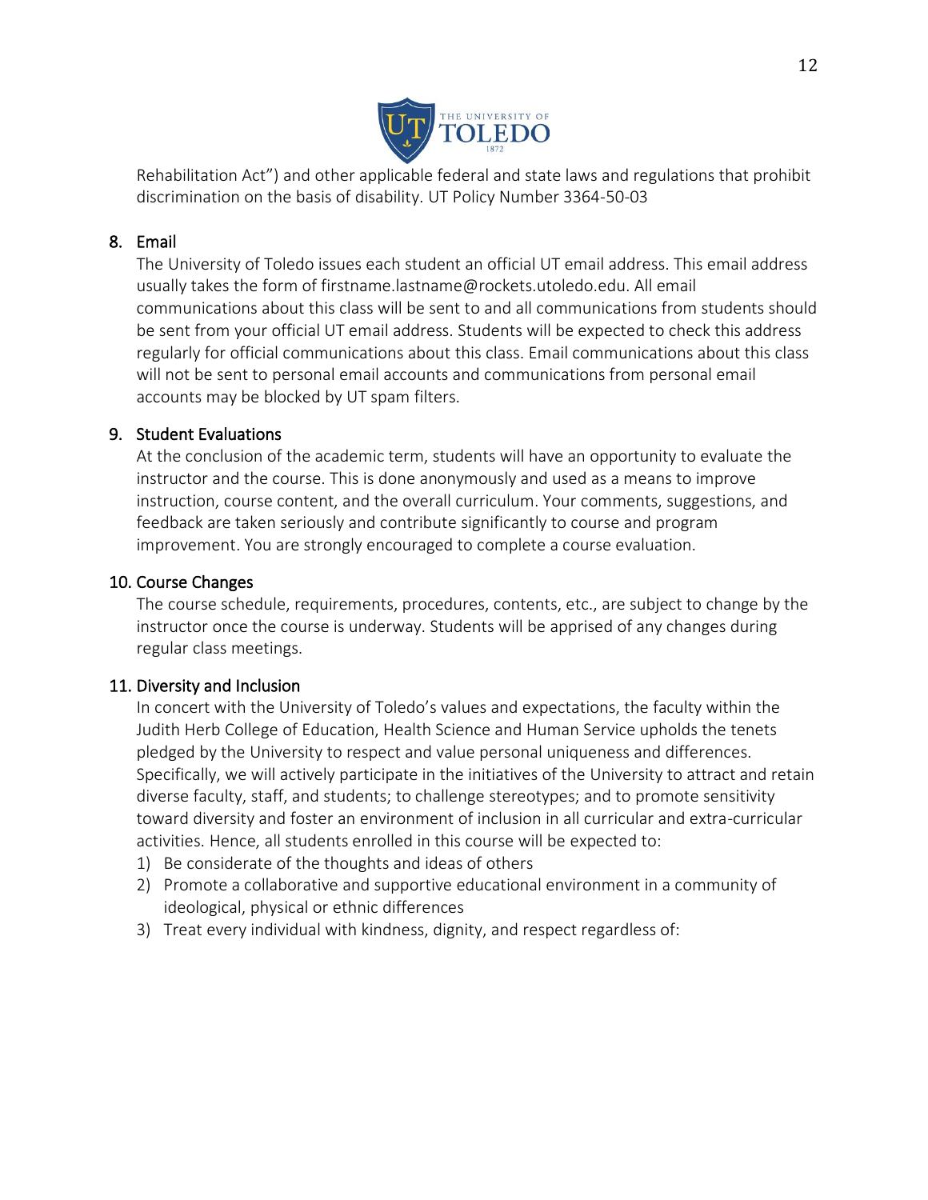Rehabilitation Act") and other applicable federal and state laws and regulations that prohibit discrimination on the basis of disability. UT Policy Number 3364-50-03

## 8. Email

The University of Toledo issues each student an official UT email address. This email address usually takes the form of firstname.lastname@rockets.utoledo.edu. All email communications about this class will be sent to and all communications from students should be sent from your official UT email address. Students will be expected to check this address regularly for official communications about this class. Email communications about this class will not be sent to personal email accounts and communications from personal email accounts may be blocked by UT spam filters.

## 9. Student Evaluations

At the conclusion of the academic term, students will have an opportunity to evaluate the instructor and the course. This is done anonymously and used as a means to improve instruction, course content, and the overall curriculum. Your comments, suggestions, and feedback are taken seriously and contribute significantly to course and program improvement. You are strongly encouraged to complete a course evaluation.

## 10. Course Changes

The course schedule, requirements, procedures, contents, etc., are subject to change by the instructor once the course is underway. Students will be apprised of any changes during regular class meetings.

## 11. Diversity and Inclusion

In concert with the University of Toledo's values and expectations, the faculty within the Judith Herb College of Education, Health Science and Human Service upholds the tenets pledged by the University to respect and value personal uniqueness and differences. Specifically, we will actively participate in the initiatives of the University to attract and retain diverse faculty, staff, and students; to challenge stereotypes; and to promote sensitivity toward diversity and foster an environment of inclusion in all curricular and extra-curricular activities. Hence, all students enrolled in this course will be expected to:

1) Be considerate of the thoughts and ideas of others
2) Promote a collaborative and supportive educational environment in a community of ideological, physical or ethnic differences
3) Treat every individual with kindness, dignity, and respect regardless of: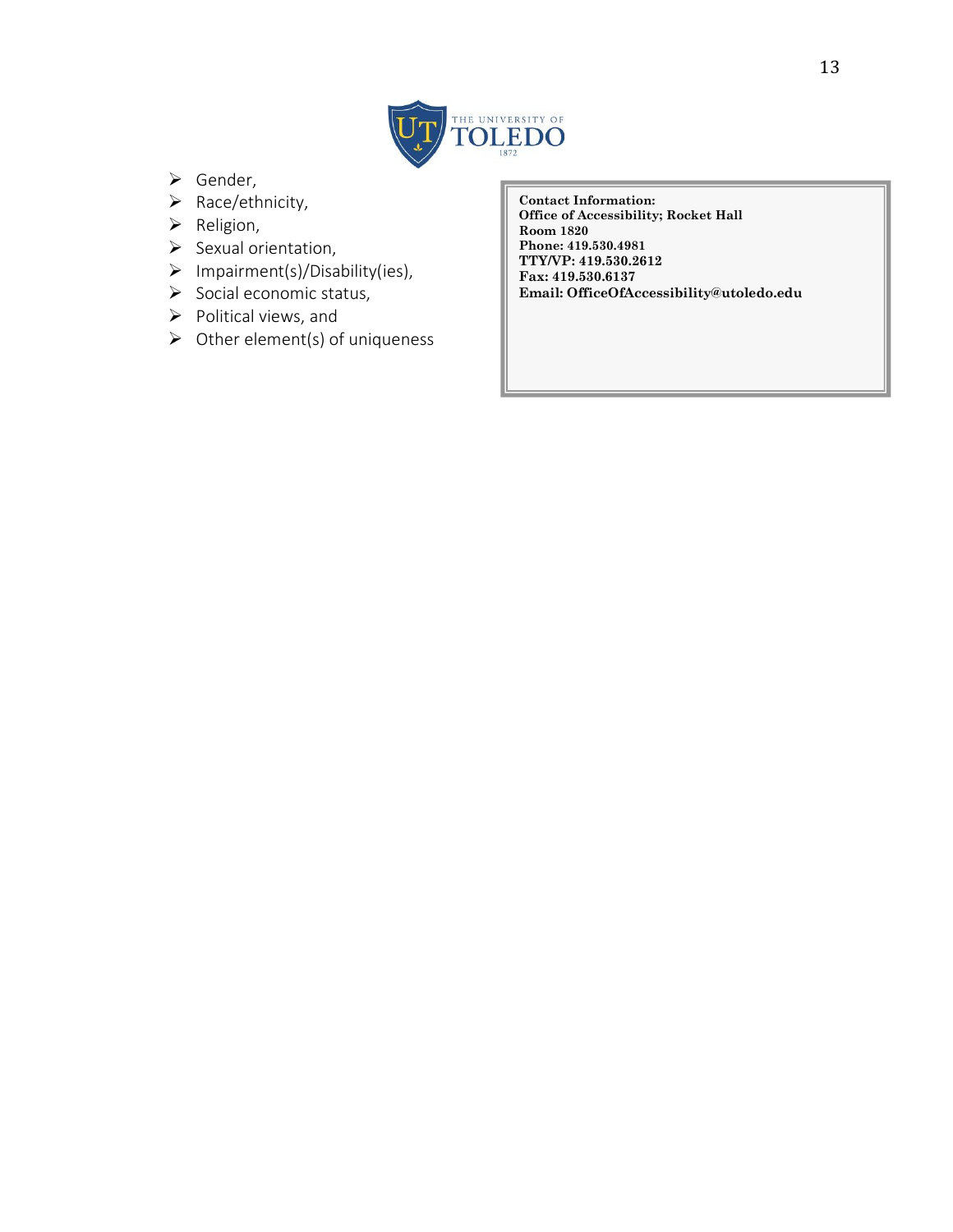- Gender,
- Race/ethnicity,
- Religion,
- Sexual orientation,
- Impairment(s)/Disability(ies),
- Social economic status,
- Political views, and
- Other element(s) of uniqueness

**Contact Information:**
**Office of Accessibility; Rocket Hall**
**Room 1820**
**Phone: 419.530.4981**
**TTY/VP: 419.530.2612**
**Fax: 419.530.6137**
**Email: OfficeOfAccessibility@utoledo.edu**